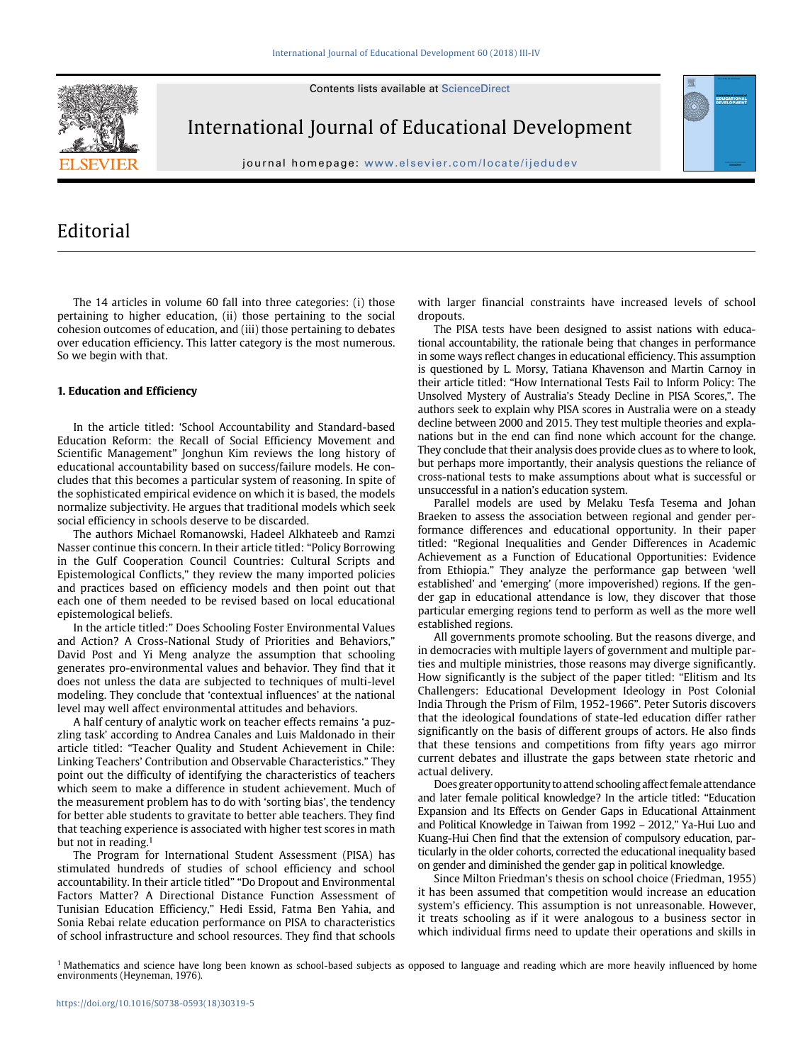Contents lists available at ScienceDirect

# International Journal of Educational Development

journal homepage: www.elsevier.com/locate/ijedudev

# Editorial

The 14 articles in volume 60 fall into three categories: (i) those pertaining to higher education, (ii) those pertaining to the social cohesion outcomes of education, and (iii) those pertaining to debates over education efficiency. This latter category is the most numerous. So we begin with that.

## 1. Education and Efficiency

In the article titled: 'School Accountability and Standard-based Education Reform: the Recall of Social Efficiency Movement and Scientific Management" Jonghun Kim reviews the long history of educational accountability based on success/failure models. He concludes that this becomes a particular system of reasoning. In spite of the sophisticated empirical evidence on which it is based, the models normalize subjectivity. He argues that traditional models which seek social efficiency in schools deserve to be discarded.

The authors Michael Romanowski, Hadeel Alkhateeb and Ramzi Nasser continue this concern. In their article titled: "Policy Borrowing in the Gulf Cooperation Council Countries: Cultural Scripts and Epistemological Conflicts," they review the many imported policies and practices based on efficiency models and then point out that each one of them needed to be revised based on local educational epistemological beliefs.

In the article titled:" Does Schooling Foster Environmental Values and Action? A Cross-National Study of Priorities and Behaviors," David Post and Yi Meng analyze the assumption that schooling generates pro-environmental values and behavior. They find that it does not unless the data are subjected to techniques of multi-level modeling. They conclude that 'contextual influences' at the national level may well affect environmental attitudes and behaviors.

A half century of analytic work on teacher effects remains 'a puzzling task' according to Andrea Canales and Luis Maldonado in their article titled: "Teacher Quality and Student Achievement in Chile: Linking Teachers' Contribution and Observable Characteristics." They point out the difficulty of identifying the characteristics of teachers which seem to make a difference in student achievement. Much of the measurement problem has to do with 'sorting bias', the tendency for better able students to gravitate to better able teachers. They find that teaching experience is associated with higher test scores in math but not in reading.[1]

The Program for International Student Assessment (PISA) has stimulated hundreds of studies of school efficiency and school accountability. In their article titled" "Do Dropout and Environmental Factors Matter? A Directional Distance Function Assessment of Tunisian Education Efficiency," Hedi Essid, Fatma Ben Yahia, and Sonia Rebai relate education performance on PISA to characteristics of school infrastructure and school resources. They find that schools with larger financial constraints have increased levels of school dropouts.

The PISA tests have been designed to assist nations with educational accountability, the rationale being that changes in performance in some ways reflect changes in educational efficiency. This assumption is questioned by L. Morsy, Tatiana Khavenson and Martin Carnoy in their article titled: "How International Tests Fail to Inform Policy: The Unsolved Mystery of Australia's Steady Decline in PISA Scores,". The authors seek to explain why PISA scores in Australia were on a steady decline between 2000 and 2015. They test multiple theories and explanations but in the end can find none which account for the change. They conclude that their analysis does provide clues as to where to look, but perhaps more importantly, their analysis questions the reliance of cross-national tests to make assumptions about what is successful or unsuccessful in a nation's education system.

Parallel models are used by Melaku Tesfa Tesema and Johan Braeken to assess the association between regional and gender performance differences and educational opportunity. In their paper titled: "Regional Inequalities and Gender Differences in Academic Achievement as a Function of Educational Opportunities: Evidence from Ethiopia." They analyze the performance gap between 'well established' and 'emerging' (more impoverished) regions. If the gender gap in educational attendance is low, they discover that those particular emerging regions tend to perform as well as the more well established regions.

All governments promote schooling. But the reasons diverge, and in democracies with multiple layers of government and multiple parties and multiple ministries, those reasons may diverge significantly. How significantly is the subject of the paper titled: "Elitism and Its Challengers: Educational Development Ideology in Post Colonial India Through the Prism of Film, 1952-1966". Peter Sutoris discovers that the ideological foundations of state-led education differ rather significantly on the basis of different groups of actors. He also finds that these tensions and competitions from fifty years ago mirror current debates and illustrate the gaps between state rhetoric and actual delivery.

Does greater opportunity to attend schooling affect female attendance and later female political knowledge? In the article titled: "Education Expansion and Its Effects on Gender Gaps in Educational Attainment and Political Knowledge in Taiwan from 1992 – 2012," Ya-Hui Luo and Kuang-Hui Chen find that the extension of compulsory education, particularly in the older cohorts, corrected the educational inequality based on gender and diminished the gender gap in political knowledge.

Since Milton Friedman's thesis on school choice (Friedman, 1955) it has been assumed that competition would increase an education system's efficiency. This assumption is not unreasonable. However, it treats schooling as if it were analogous to a business sector in which individual firms need to update their operations and skills in

[1] Mathematics and science have long been known as school-based subjects as opposed to language and reading which are more heavily influenced by home environments (Heyneman, 1976).

https://doi.org/10.1016/S0738-0593(18)30319-5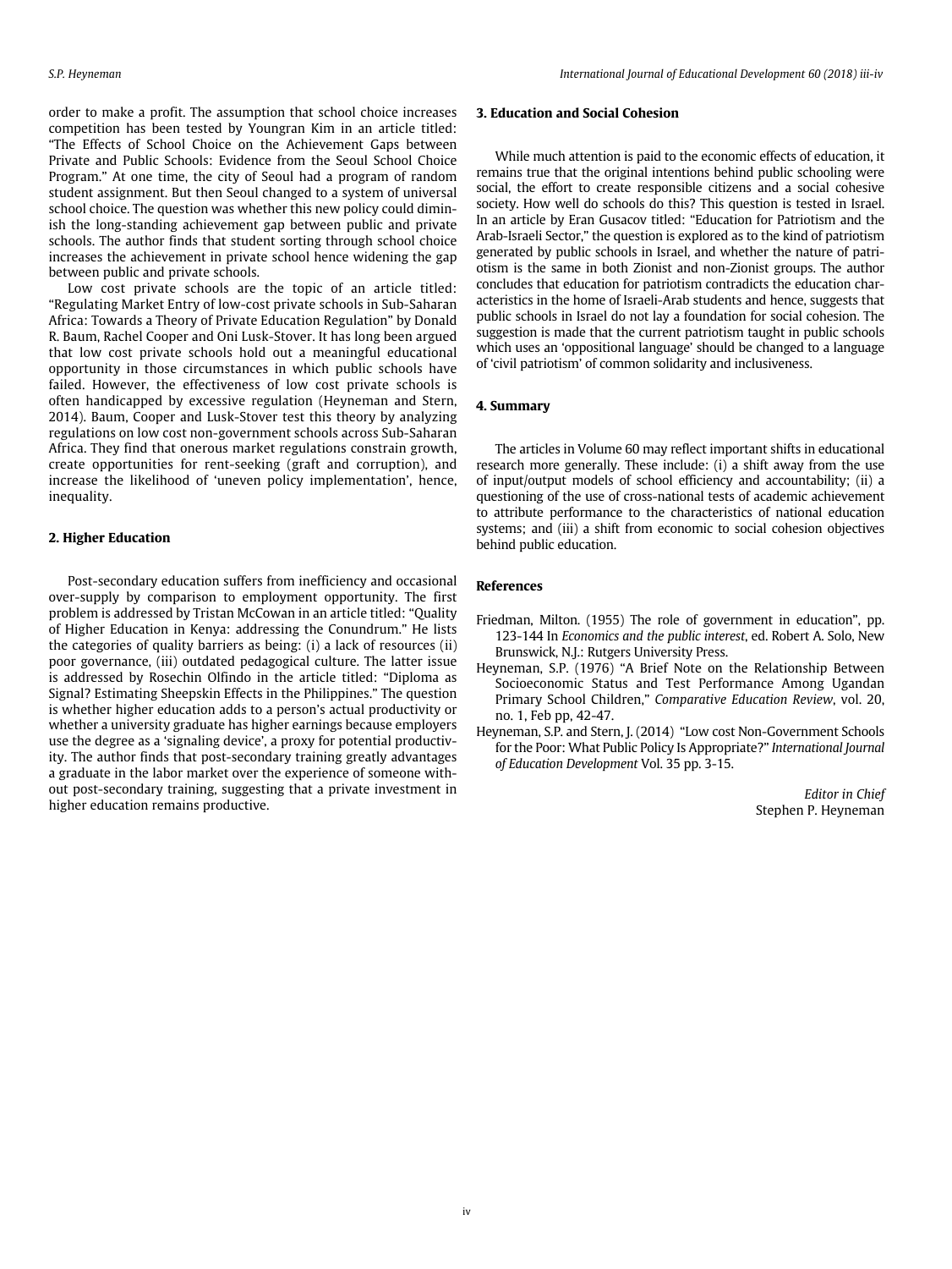order to make a profit. The assumption that school choice increases competition has been tested by Youngran Kim in an article titled: "The Effects of School Choice on the Achievement Gaps between Private and Public Schools: Evidence from the Seoul School Choice Program." At one time, the city of Seoul had a program of random student assignment. But then Seoul changed to a system of universal school choice. The question was whether this new policy could diminish the long-standing achievement gap between public and private schools. The author finds that student sorting through school choice increases the achievement in private school hence widening the gap between public and private schools.

Low cost private schools are the topic of an article titled: "Regulating Market Entry of low-cost private schools in Sub-Saharan Africa: Towards a Theory of Private Education Regulation" by Donald R. Baum, Rachel Cooper and Oni Lusk-Stover. It has long been argued that low cost private schools hold out a meaningful educational opportunity in those circumstances in which public schools have failed. However, the effectiveness of low cost private schools is often handicapped by excessive regulation (Heyneman and Stern, 2014). Baum, Cooper and Lusk-Stover test this theory by analyzing regulations on low cost non-government schools across Sub-Saharan Africa. They find that onerous market regulations constrain growth, create opportunities for rent-seeking (graft and corruption), and increase the likelihood of 'uneven policy implementation', hence, inequality.

## 2. Higher Education

Post-secondary education suffers from inefficiency and occasional over-supply by comparison to employment opportunity. The first problem is addressed by Tristan McCowan in an article titled: "Quality of Higher Education in Kenya: addressing the Conundrum." He lists the categories of quality barriers as being: (i) a lack of resources (ii) poor governance, (iii) outdated pedagogical culture. The latter issue is addressed by Rosechin Olfindo in the article titled: "Diploma as Signal? Estimating Sheepskin Effects in the Philippines." The question is whether higher education adds to a person's actual productivity or whether a university graduate has higher earnings because employers use the degree as a 'signaling device', a proxy for potential productivity. The author finds that post-secondary training greatly advantages a graduate in the labor market over the experience of someone without post-secondary training, suggesting that a private investment in higher education remains productive.

## 3. Education and Social Cohesion

While much attention is paid to the economic effects of education, it remains true that the original intentions behind public schooling were social, the effort to create responsible citizens and a social cohesive society. How well do schools do this? This question is tested in Israel. In an article by Eran Gusacov titled: "Education for Patriotism and the Arab-Israeli Sector," the question is explored as to the kind of patriotism generated by public schools in Israel, and whether the nature of patriotism is the same in both Zionist and non-Zionist groups. The author concludes that education for patriotism contradicts the education characteristics in the home of Israeli-Arab students and hence, suggests that public schools in Israel do not lay a foundation for social cohesion. The suggestion is made that the current patriotism taught in public schools which uses an 'oppositional language' should be changed to a language of 'civil patriotism' of common solidarity and inclusiveness.

## 4. Summary

The articles in Volume 60 may reflect important shifts in educational research more generally. These include: (i) a shift away from the use of input/output models of school efficiency and accountability; (ii) a questioning of the use of cross-national tests of academic achievement to attribute performance to the characteristics of national education systems; and (iii) a shift from economic to social cohesion objectives behind public education.

## References

Friedman, Milton. (1955) The role of government in education", pp. 123-144 In *Economics and the public interest*, ed. Robert A. Solo, New Brunswick, N.J.: Rutgers University Press.

Heyneman, S.P. (1976) "A Brief Note on the Relationship Between Socioeconomic Status and Test Performance Among Ugandan Primary School Children," *Comparative Education Review*, vol. 20, no. 1, Feb pp, 42-47.

Heyneman, S.P. and Stern, J. (2014) "Low cost Non-Government Schools for the Poor: What Public Policy Is Appropriate?" *International Journal of Education Development* Vol. 35 pp. 3-15.

*Editor in Chief*
Stephen P. Heyneman